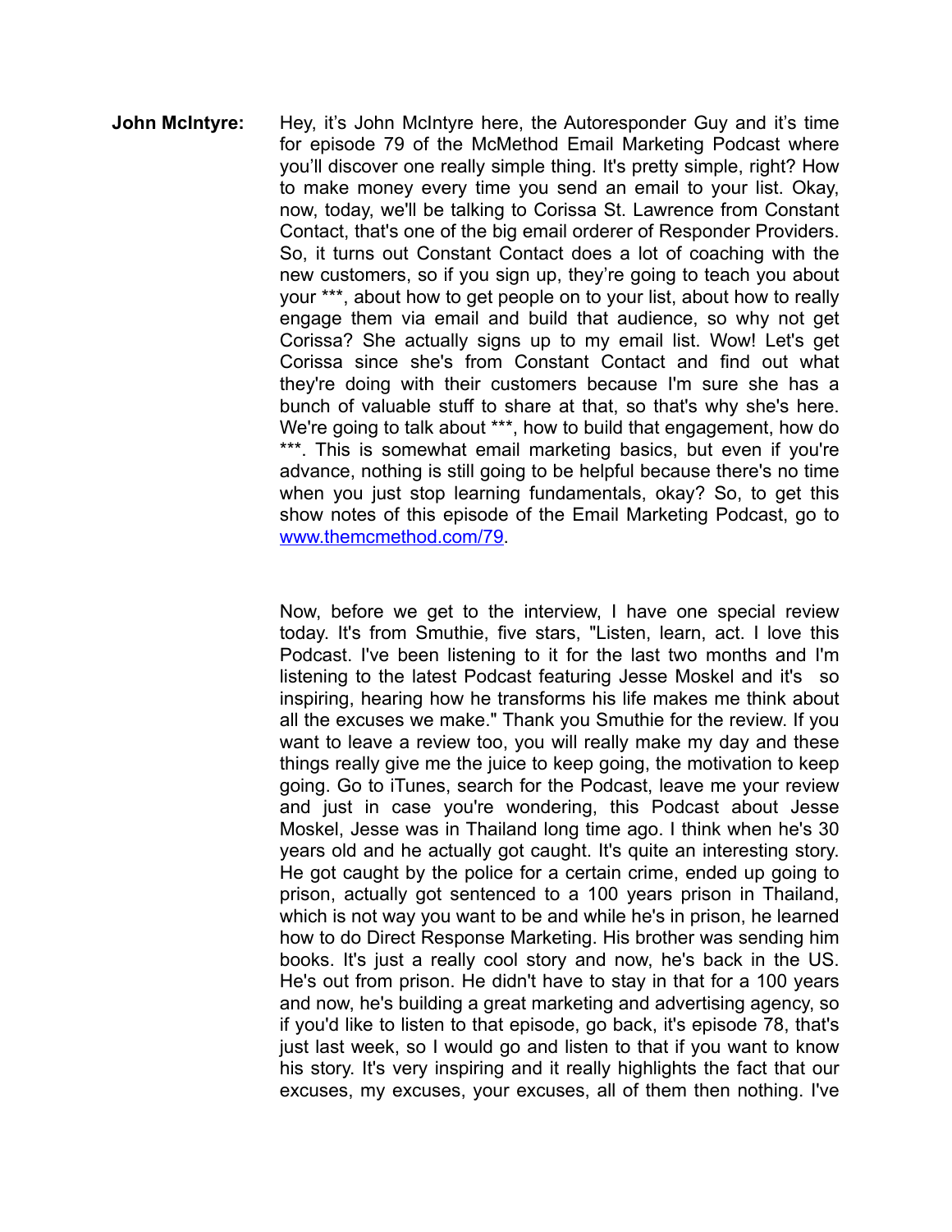**John McIntyre:** Hey, it's John McIntyre here, the Autoresponder Guy and it's time for episode 79 of the McMethod Email Marketing Podcast where you'll discover one really simple thing. It's pretty simple, right? How to make money every time you send an email to your list. Okay, now, today, we'll be talking to Corissa St. Lawrence from Constant Contact, that's one of the big email orderer of Responder Providers. So, it turns out Constant Contact does a lot of coaching with the new customers, so if you sign up, they're going to teach you about your ***, about how to get people on to your list, about how to really engage them via email and build that audience, so why not get Corissa? She actually signs up to my email list. Wow! Let's get Corissa since she's from Constant Contact and find out what they're doing with their customers because I'm sure she has a bunch of valuable stuff to share at that, so that's why she's here. We're going to talk about ***, how to build that engagement, how do ***. This is somewhat email marketing basics, but even if you're advance, nothing is still going to be helpful because there's no time when you just stop learning fundamentals, okay? So, to get this show notes of this episode of the Email Marketing Podcast, go to [www.themcmethod.com/79](http://www.themcmethod.com/79).

Now, before we get to the interview, I have one special review today. It's from Smuthie, five stars, "Listen, learn, act. I love this Podcast. I've been listening to it for the last two months and I'm listening to the latest Podcast featuring Jesse Moskel and it's so inspiring, hearing how he transforms his life makes me think about all the excuses we make." Thank you Smuthie for the review. If you want to leave a review too, you will really make my day and these things really give me the juice to keep going, the motivation to keep going. Go to iTunes, search for the Podcast, leave me your review and just in case you're wondering, this Podcast about Jesse Moskel, Jesse was in Thailand long time ago. I think when he's 30 years old and he actually got caught. It's quite an interesting story. He got caught by the police for a certain crime, ended up going to prison, actually got sentenced to a 100 years prison in Thailand, which is not way you want to be and while he's in prison, he learned how to do Direct Response Marketing. His brother was sending him books. It's just a really cool story and now, he's back in the US. He's out from prison. He didn't have to stay in that for a 100 years and now, he's building a great marketing and advertising agency, so if you'd like to listen to that episode, go back, it's episode 78, that's just last week, so I would go and listen to that if you want to know his story. It's very inspiring and it really highlights the fact that our excuses, my excuses, your excuses, all of them then nothing. I've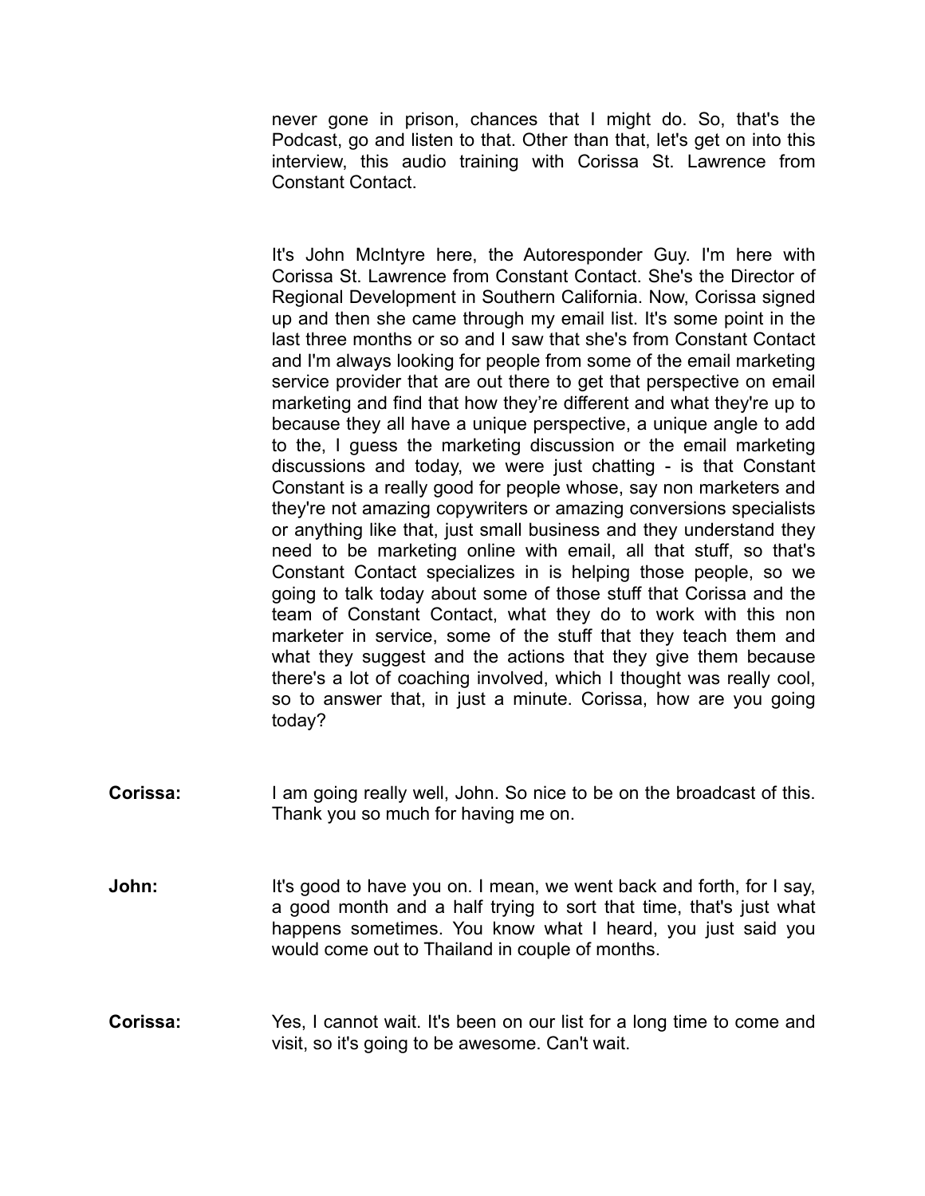never gone in prison, chances that I might do. So, that's the Podcast, go and listen to that. Other than that, let's get on into this interview, this audio training with Corissa St. Lawrence from Constant Contact.

It's John McIntyre here, the Autoresponder Guy. I'm here with Corissa St. Lawrence from Constant Contact. She's the Director of Regional Development in Southern California. Now, Corissa signed up and then she came through my email list. It's some point in the last three months or so and I saw that she's from Constant Contact and I'm always looking for people from some of the email marketing service provider that are out there to get that perspective on email marketing and find that how they're different and what they're up to because they all have a unique perspective, a unique angle to add to the, I guess the marketing discussion or the email marketing discussions and today, we were just chatting - is that Constant Constant is a really good for people whose, say non marketers and they're not amazing copywriters or amazing conversions specialists or anything like that, just small business and they understand they need to be marketing online with email, all that stuff, so that's Constant Contact specializes in is helping those people, so we going to talk today about some of those stuff that Corissa and the team of Constant Contact, what they do to work with this non marketer in service, some of the stuff that they teach them and what they suggest and the actions that they give them because there's a lot of coaching involved, which I thought was really cool, so to answer that, in just a minute. Corissa, how are you going today?

**Corissa:** I am going really well, John. So nice to be on the broadcast of this. Thank you so much for having me on.

**John:** It's good to have you on. I mean, we went back and forth, for I say, a good month and a half trying to sort that time, that's just what happens sometimes. You know what I heard, you just said you would come out to Thailand in couple of months.

**Corissa:** Yes, I cannot wait. It's been on our list for a long time to come and visit, so it's going to be awesome. Can't wait.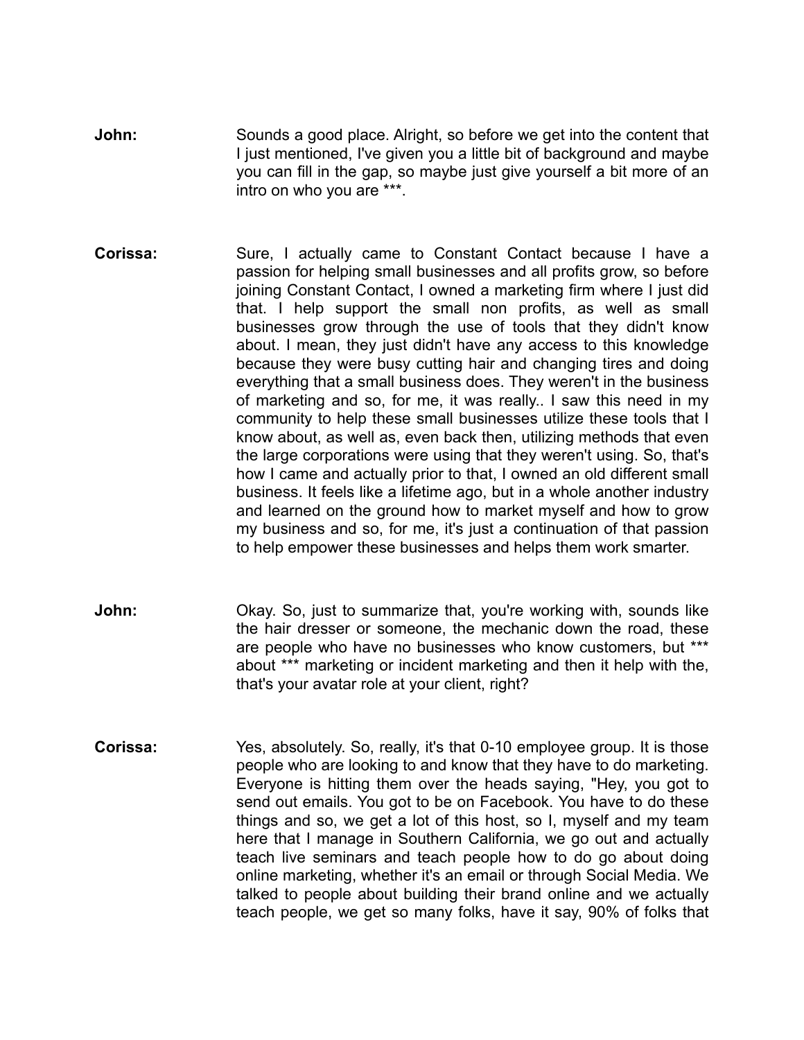**John:** Sounds a good place. Alright, so before we get into the content that I just mentioned, I've given you a little bit of background and maybe you can fill in the gap, so maybe just give yourself a bit more of an intro on who you are ***.

**Corissa:** Sure, I actually came to Constant Contact because I have a passion for helping small businesses and all profits grow, so before joining Constant Contact, I owned a marketing firm where I just did that. I help support the small non profits, as well as small businesses grow through the use of tools that they didn't know about. I mean, they just didn't have any access to this knowledge because they were busy cutting hair and changing tires and doing everything that a small business does. They weren't in the business of marketing and so, for me, it was really.. I saw this need in my community to help these small businesses utilize these tools that I know about, as well as, even back then, utilizing methods that even the large corporations were using that they weren't using. So, that's how I came and actually prior to that, I owned an old different small business. It feels like a lifetime ago, but in a whole another industry and learned on the ground how to market myself and how to grow my business and so, for me, it's just a continuation of that passion to help empower these businesses and helps them work smarter.

**John:** Okay. So, just to summarize that, you're working with, sounds like the hair dresser or someone, the mechanic down the road, these are people who have no businesses who know customers, but *** about *** marketing or incident marketing and then it help with the, that's your avatar role at your client, right?

**Corissa:** Yes, absolutely. So, really, it's that 0-10 employee group. It is those people who are looking to and know that they have to do marketing. Everyone is hitting them over the heads saying, "Hey, you got to send out emails. You got to be on Facebook. You have to do these things and so, we get a lot of this host, so I, myself and my team here that I manage in Southern California, we go out and actually teach live seminars and teach people how to do go about doing online marketing, whether it's an email or through Social Media. We talked to people about building their brand online and we actually teach people, we get so many folks, have it say, 90% of folks that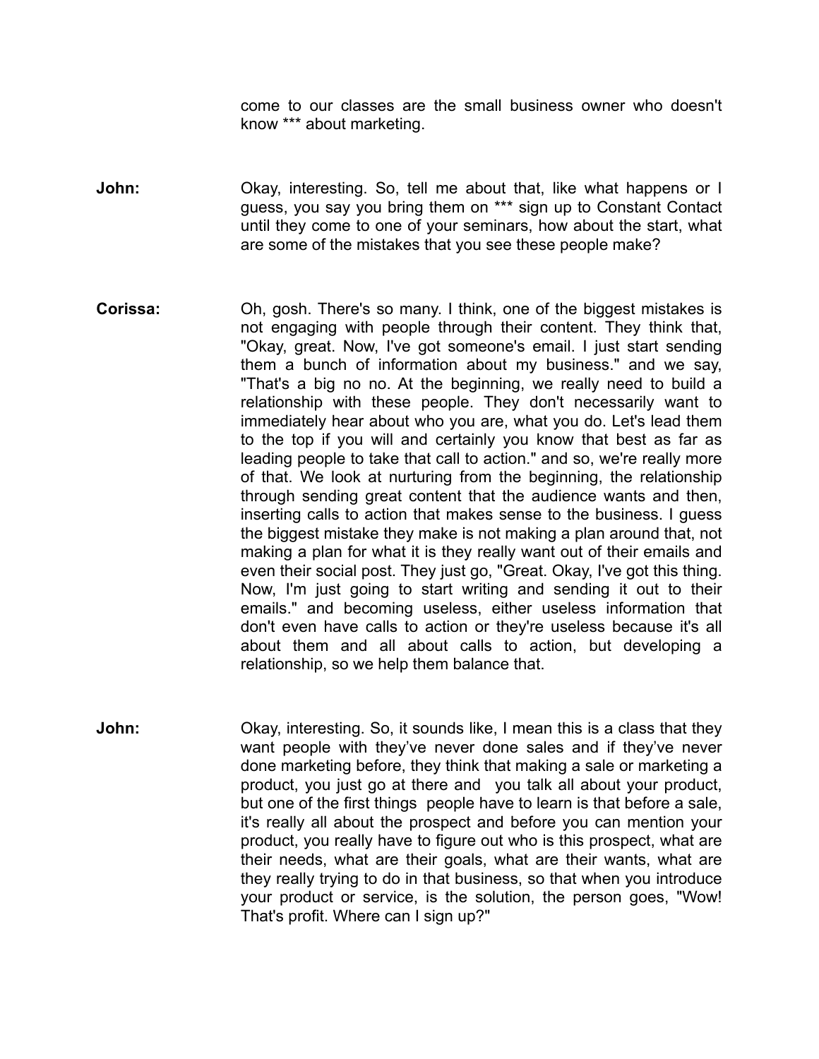come to our classes are the small business owner who doesn't know *** about marketing.

**John:** Okay, interesting. So, tell me about that, like what happens or I guess, you say you bring them on *** sign up to Constant Contact until they come to one of your seminars, how about the start, what are some of the mistakes that you see these people make?

**Corissa:** Oh, gosh. There's so many. I think, one of the biggest mistakes is not engaging with people through their content. They think that, "Okay, great. Now, I've got someone's email. I just start sending them a bunch of information about my business." and we say, "That's a big no no. At the beginning, we really need to build a relationship with these people. They don't necessarily want to immediately hear about who you are, what you do. Let's lead them to the top if you will and certainly you know that best as far as leading people to take that call to action." and so, we're really more of that. We look at nurturing from the beginning, the relationship through sending great content that the audience wants and then, inserting calls to action that makes sense to the business. I guess the biggest mistake they make is not making a plan around that, not making a plan for what it is they really want out of their emails and even their social post. They just go, "Great. Okay, I've got this thing. Now, I'm just going to start writing and sending it out to their emails." and becoming useless, either useless information that don't even have calls to action or they're useless because it's all about them and all about calls to action, but developing a relationship, so we help them balance that.

**John:** Okay, interesting. So, it sounds like, I mean this is a class that they want people with they've never done sales and if they've never done marketing before, they think that making a sale or marketing a product, you just go at there and you talk all about your product, but one of the first things people have to learn is that before a sale, it's really all about the prospect and before you can mention your product, you really have to figure out who is this prospect, what are their needs, what are their goals, what are their wants, what are they really trying to do in that business, so that when you introduce your product or service, is the solution, the person goes, "Wow! That's profit. Where can I sign up?"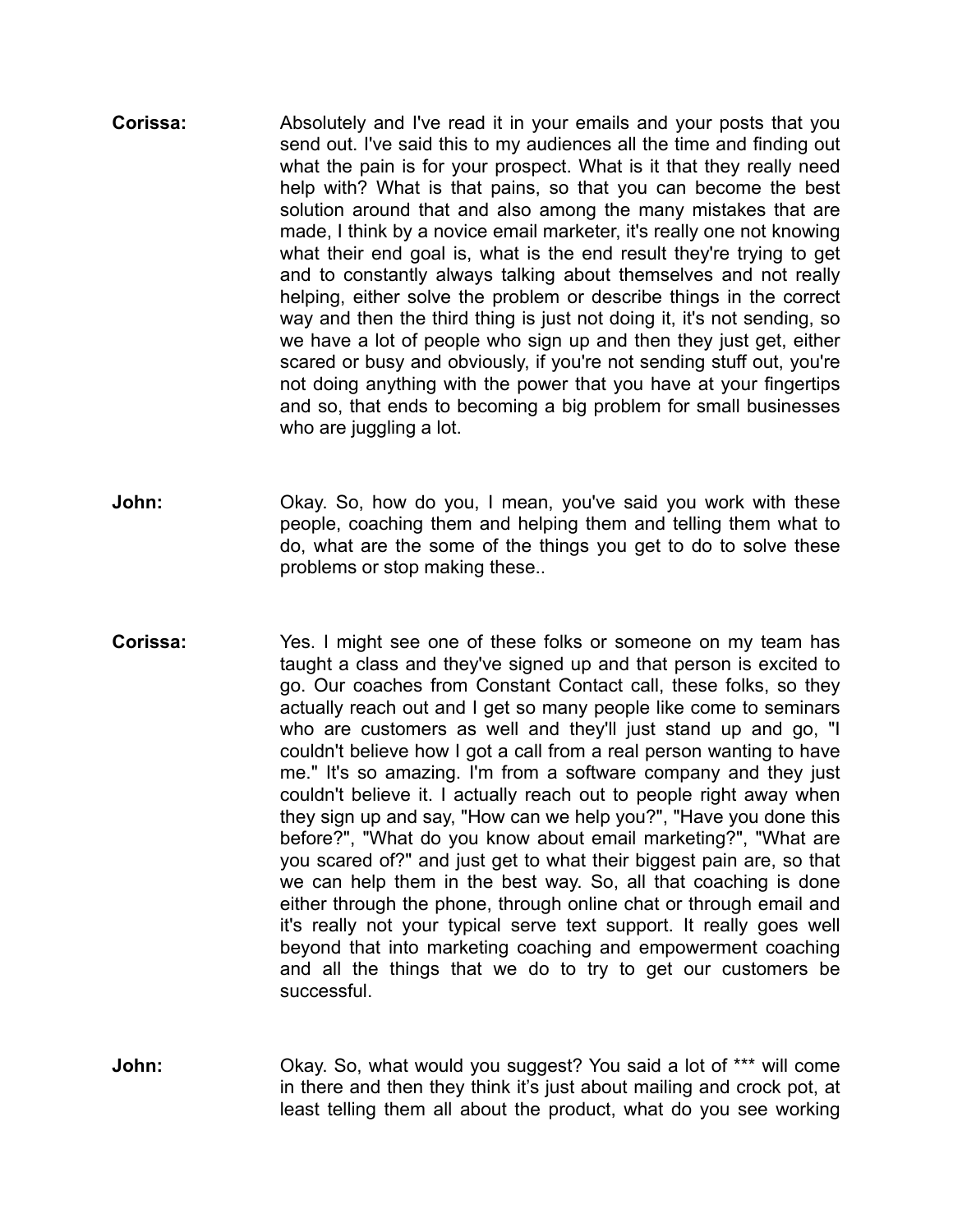**Corissa:** Absolutely and I've read it in your emails and your posts that you send out. I've said this to my audiences all the time and finding out what the pain is for your prospect. What is it that they really need help with? What is that pains, so that you can become the best solution around that and also among the many mistakes that are made, I think by a novice email marketer, it's really one not knowing what their end goal is, what is the end result they're trying to get and to constantly always talking about themselves and not really helping, either solve the problem or describe things in the correct way and then the third thing is just not doing it, it's not sending, so we have a lot of people who sign up and then they just get, either scared or busy and obviously, if you're not sending stuff out, you're not doing anything with the power that you have at your fingertips and so, that ends to becoming a big problem for small businesses who are juggling a lot.

**John:** Okay. So, how do you, I mean, you've said you work with these people, coaching them and helping them and telling them what to do, what are the some of the things you get to do to solve these problems or stop making these..

**Corissa:** Yes. I might see one of these folks or someone on my team has taught a class and they've signed up and that person is excited to go. Our coaches from Constant Contact call, these folks, so they actually reach out and I get so many people like come to seminars who are customers as well and they'll just stand up and go, "I couldn't believe how I got a call from a real person wanting to have me." It's so amazing. I'm from a software company and they just couldn't believe it. I actually reach out to people right away when they sign up and say, "How can we help you?", "Have you done this before?", "What do you know about email marketing?", "What are you scared of?" and just get to what their biggest pain are, so that we can help them in the best way. So, all that coaching is done either through the phone, through online chat or through email and it's really not your typical serve text support. It really goes well beyond that into marketing coaching and empowerment coaching and all the things that we do to try to get our customers be successful.

**John:** Okay. So, what would you suggest? You said a lot of *** will come in there and then they think it’s just about mailing and crock pot, at least telling them all about the product, what do you see working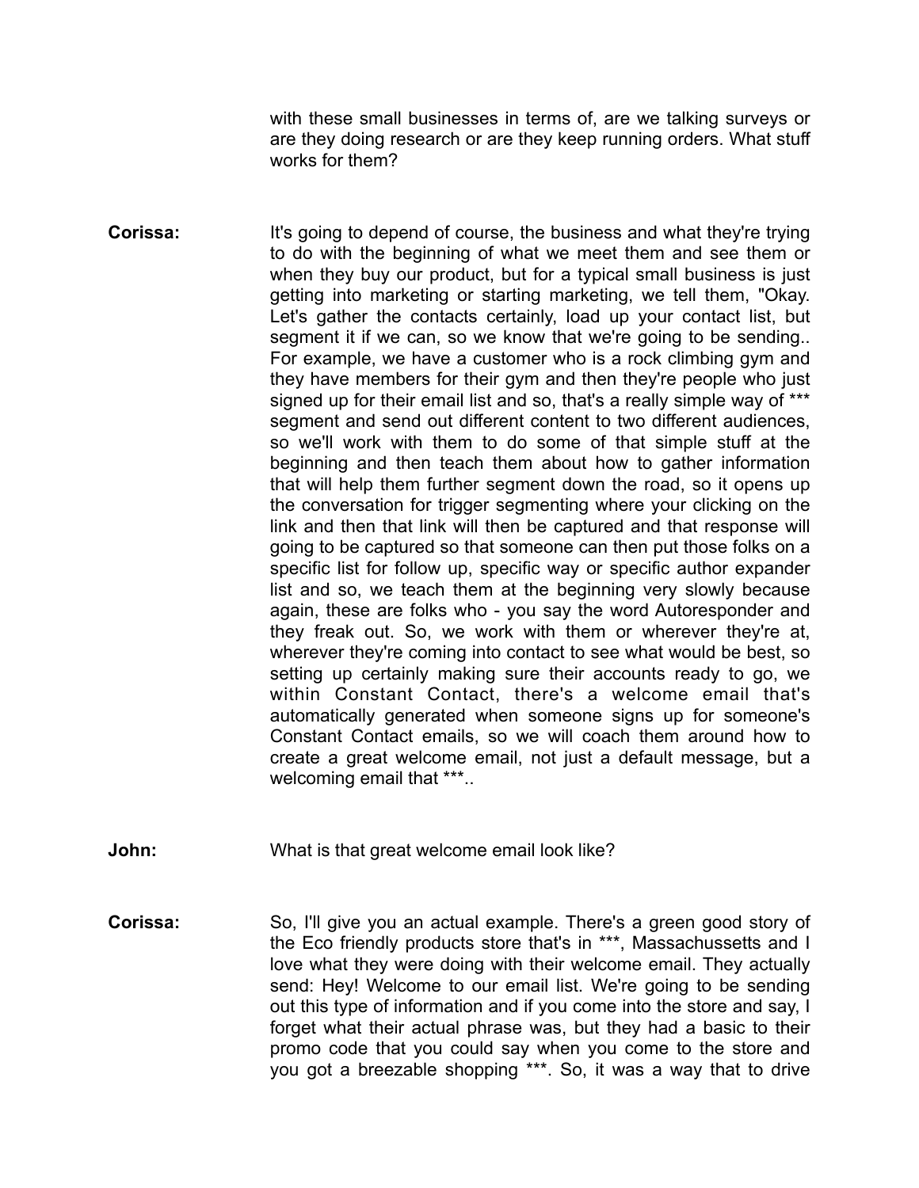with these small businesses in terms of, are we talking surveys or are they doing research or are they keep running orders. What stuff works for them?

**Corissa:** It's going to depend of course, the business and what they're trying to do with the beginning of what we meet them and see them or when they buy our product, but for a typical small business is just getting into marketing or starting marketing, we tell them, "Okay. Let's gather the contacts certainly, load up your contact list, but segment it if we can, so we know that we're going to be sending.. For example, we have a customer who is a rock climbing gym and they have members for their gym and then they're people who just signed up for their email list and so, that's a really simple way of *** segment and send out different content to two different audiences, so we'll work with them to do some of that simple stuff at the beginning and then teach them about how to gather information that will help them further segment down the road, so it opens up the conversation for trigger segmenting where your clicking on the link and then that link will then be captured and that response will going to be captured so that someone can then put those folks on a specific list for follow up, specific way or specific author expander list and so, we teach them at the beginning very slowly because again, these are folks who - you say the word Autoresponder and they freak out. So, we work with them or wherever they're at, wherever they're coming into contact to see what would be best, so setting up certainly making sure their accounts ready to go, we within Constant Contact, there's a welcome email that's automatically generated when someone signs up for someone's Constant Contact emails, so we will coach them around how to create a great welcome email, not just a default message, but a welcoming email that ***..

**John:** What is that great welcome email look like?

**Corissa:** So, I'll give you an actual example. There's a green good story of the Eco friendly products store that's in ***, Massachussetts and I love what they were doing with their welcome email. They actually send: Hey! Welcome to our email list. We're going to be sending out this type of information and if you come into the store and say, I forget what their actual phrase was, but they had a basic to their promo code that you could say when you come to the store and you got a breezable shopping ***. So, it was a way that to drive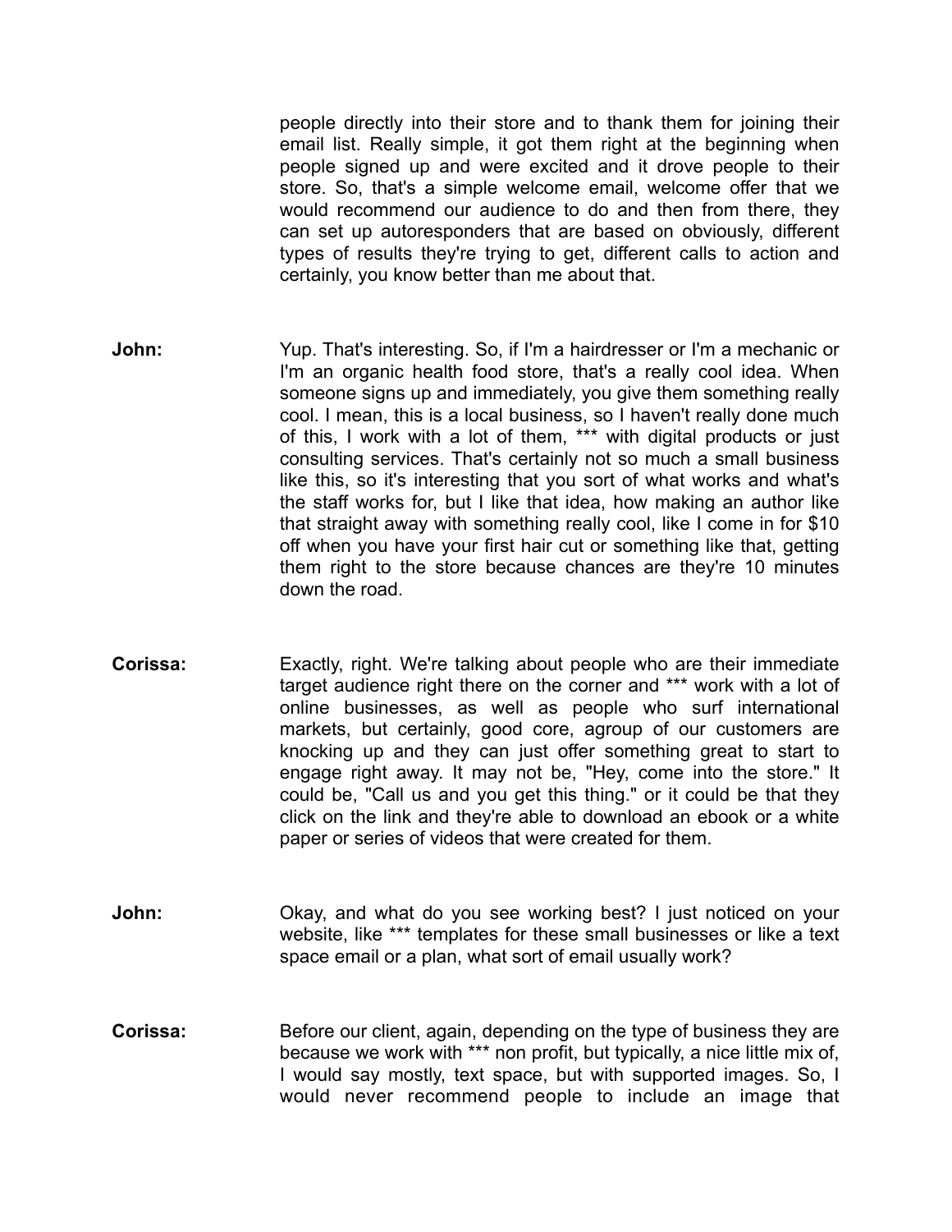people directly into their store and to thank them for joining their email list. Really simple, it got them right at the beginning when people signed up and were excited and it drove people to their store. So, that's a simple welcome email, welcome offer that we would recommend our audience to do and then from there, they can set up autoresponders that are based on obviously, different types of results they're trying to get, different calls to action and certainly, you know better than me about that.

**John:** Yup. That's interesting. So, if I'm a hairdresser or I'm a mechanic or I'm an organic health food store, that's a really cool idea. When someone signs up and immediately, you give them something really cool. I mean, this is a local business, so I haven't really done much of this, I work with a lot of them, *** with digital products or just consulting services. That's certainly not so much a small business like this, so it's interesting that you sort of what works and what's the staff works for, but I like that idea, how making an author like that straight away with something really cool, like I come in for $10 off when you have your first hair cut or something like that, getting them right to the store because chances are they're 10 minutes down the road.

**Corissa:** Exactly, right. We're talking about people who are their immediate target audience right there on the corner and *** work with a lot of online businesses, as well as people who surf international markets, but certainly, good core, agroup of our customers are knocking up and they can just offer something great to start to engage right away. It may not be, "Hey, come into the store." It could be, "Call us and you get this thing." or it could be that they click on the link and they're able to download an ebook or a white paper or series of videos that were created for them.

**John:** Okay, and what do you see working best? I just noticed on your website, like *** templates for these small businesses or like a text space email or a plan, what sort of email usually work?

**Corissa:** Before our client, again, depending on the type of business they are because we work with *** non profit, but typically, a nice little mix of, I would say mostly, text space, but with supported images. So, I would never recommend people to include an image that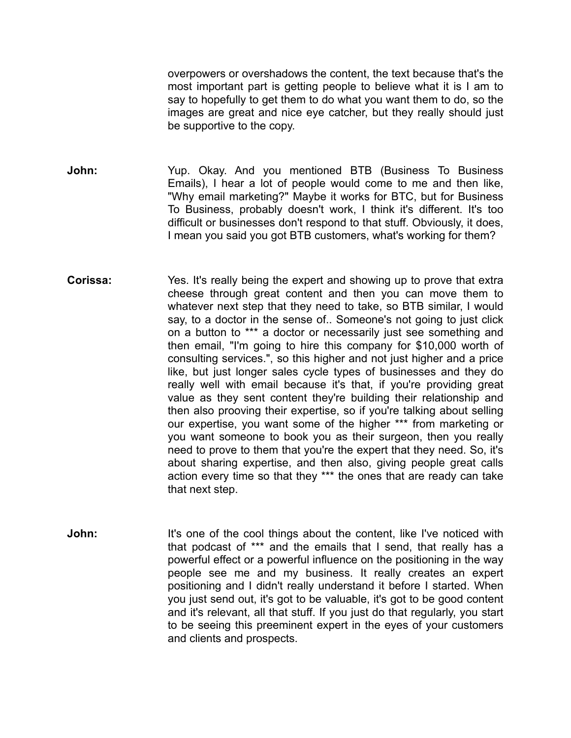overpowers or overshadows the content, the text because that's the most important part is getting people to believe what it is I am to say to hopefully to get them to do what you want them to do, so the images are great and nice eye catcher, but they really should just be supportive to the copy.

**John:** Yup. Okay. And you mentioned BTB (Business To Business Emails), I hear a lot of people would come to me and then like, "Why email marketing?" Maybe it works for BTC, but for Business To Business, probably doesn't work, I think it's different. It's too difficult or businesses don't respond to that stuff. Obviously, it does, I mean you said you got BTB customers, what's working for them?

**Corissa:** Yes. It's really being the expert and showing up to prove that extra cheese through great content and then you can move them to whatever next step that they need to take, so BTB similar, I would say, to a doctor in the sense of.. Someone's not going to just click on a button to *** a doctor or necessarily just see something and then email, "I'm going to hire this company for $10,000 worth of consulting services.", so this higher and not just higher and a price like, but just longer sales cycle types of businesses and they do really well with email because it's that, if you're providing great value as they sent content they're building their relationship and then also prooving their expertise, so if you're talking about selling our expertise, you want some of the higher *** from marketing or you want someone to book you as their surgeon, then you really need to prove to them that you're the expert that they need. So, it's about sharing expertise, and then also, giving people great calls action every time so that they *** the ones that are ready can take that next step.

**John:** It's one of the cool things about the content, like I've noticed with that podcast of *** and the emails that I send, that really has a powerful effect or a powerful influence on the positioning in the way people see me and my business. It really creates an expert positioning and I didn't really understand it before I started. When you just send out, it's got to be valuable, it's got to be good content and it's relevant, all that stuff. If you just do that regularly, you start to be seeing this preeminent expert in the eyes of your customers and clients and prospects.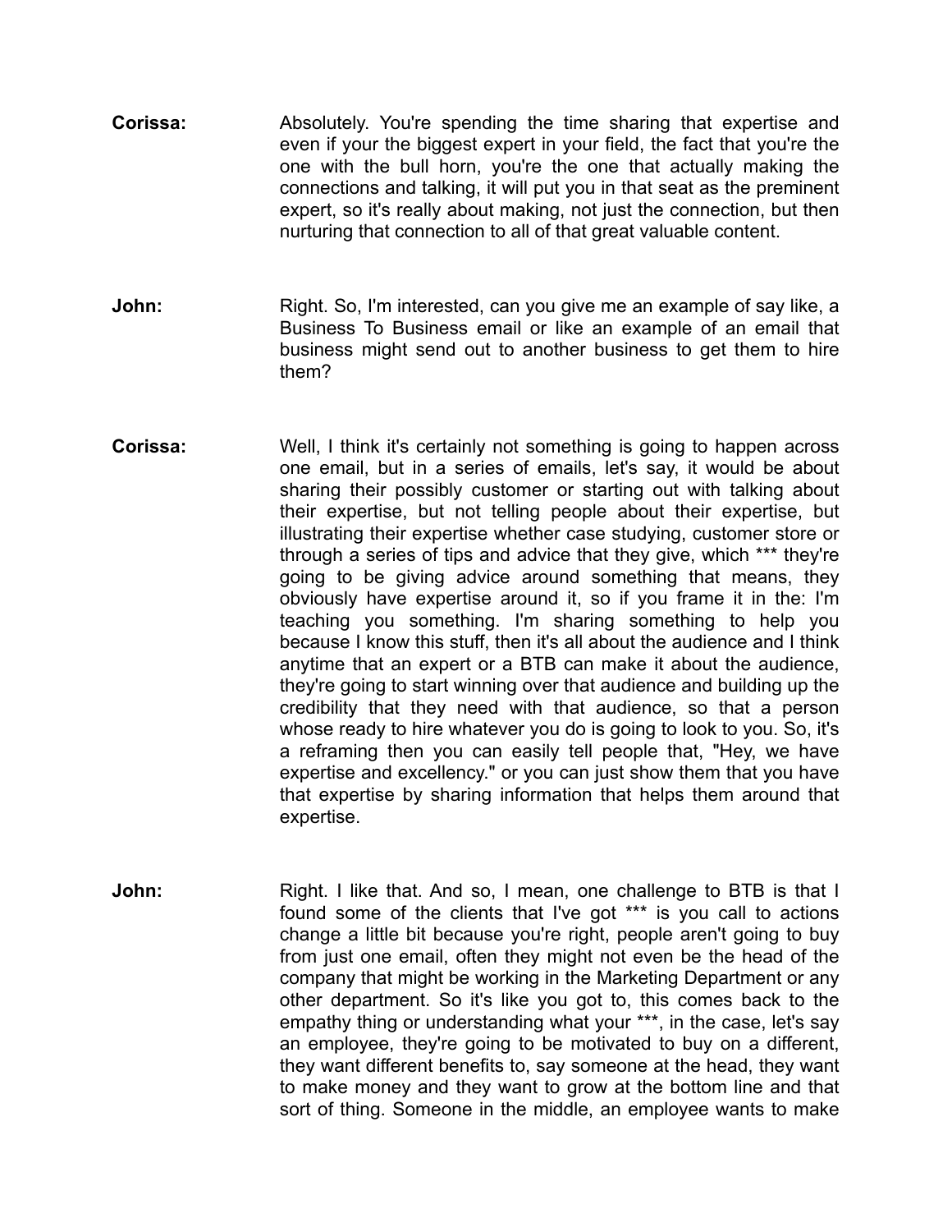**Corissa:** Absolutely. You're spending the time sharing that expertise and even if your the biggest expert in your field, the fact that you're the one with the bull horn, you're the one that actually making the connections and talking, it will put you in that seat as the preminent expert, so it's really about making, not just the connection, but then nurturing that connection to all of that great valuable content.

**John:** Right. So, I'm interested, can you give me an example of say like, a Business To Business email or like an example of an email that business might send out to another business to get them to hire them?

**Corissa:** Well, I think it's certainly not something is going to happen across one email, but in a series of emails, let's say, it would be about sharing their possibly customer or starting out with talking about their expertise, but not telling people about their expertise, but illustrating their expertise whether case studying, customer store or through a series of tips and advice that they give, which *** they're going to be giving advice around something that means, they obviously have expertise around it, so if you frame it in the: I'm teaching you something. I'm sharing something to help you because I know this stuff, then it's all about the audience and I think anytime that an expert or a BTB can make it about the audience, they're going to start winning over that audience and building up the credibility that they need with that audience, so that a person whose ready to hire whatever you do is going to look to you. So, it's a reframing then you can easily tell people that, "Hey, we have expertise and excellency." or you can just show them that you have that expertise by sharing information that helps them around that expertise.

**John:** Right. I like that. And so, I mean, one challenge to BTB is that I found some of the clients that I've got *** is you call to actions change a little bit because you're right, people aren't going to buy from just one email, often they might not even be the head of the company that might be working in the Marketing Department or any other department. So it's like you got to, this comes back to the empathy thing or understanding what your ***, in the case, let's say an employee, they're going to be motivated to buy on a different, they want different benefits to, say someone at the head, they want to make money and they want to grow at the bottom line and that sort of thing. Someone in the middle, an employee wants to make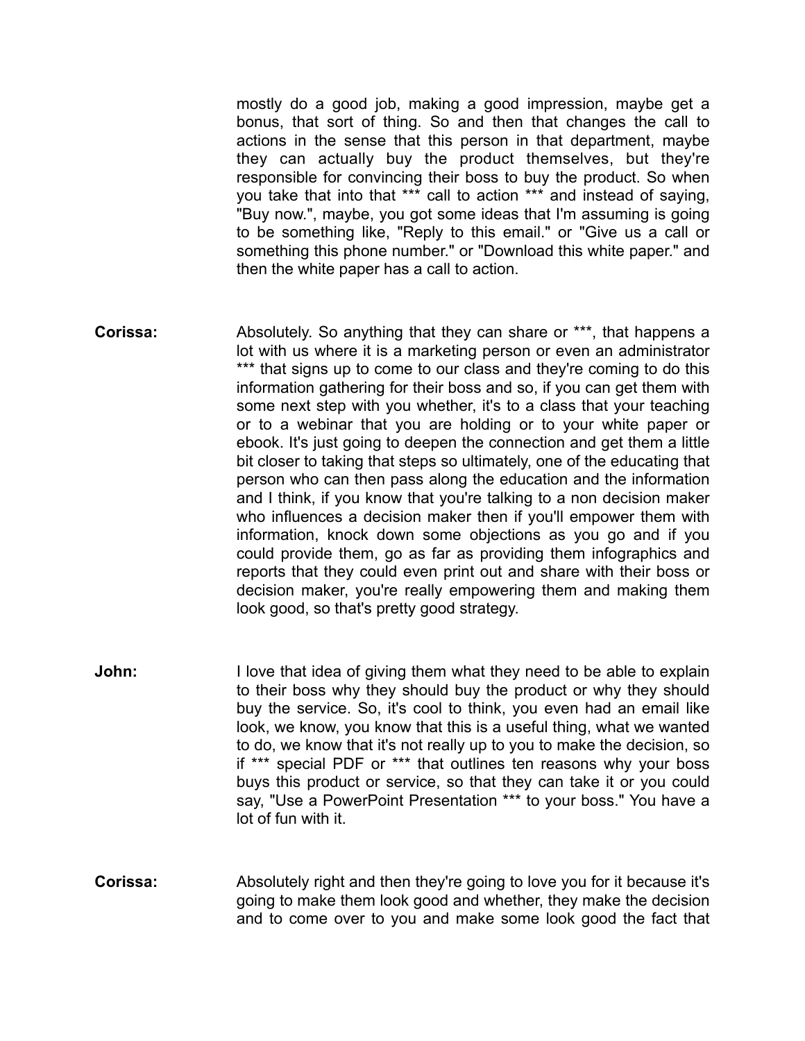mostly do a good job, making a good impression, maybe get a bonus, that sort of thing. So and then that changes the call to actions in the sense that this person in that department, maybe they can actually buy the product themselves, but they're responsible for convincing their boss to buy the product. So when you take that into that *** call to action *** and instead of saying, "Buy now.", maybe, you got some ideas that I'm assuming is going to be something like, "Reply to this email." or "Give us a call or something this phone number." or "Download this white paper." and then the white paper has a call to action.

**Corissa:** Absolutely. So anything that they can share or ***, that happens a lot with us where it is a marketing person or even an administrator *** that signs up to come to our class and they're coming to do this information gathering for their boss and so, if you can get them with some next step with you whether, it's to a class that your teaching or to a webinar that you are holding or to your white paper or ebook. It's just going to deepen the connection and get them a little bit closer to taking that steps so ultimately, one of the educating that person who can then pass along the education and the information and I think, if you know that you're talking to a non decision maker who influences a decision maker then if you'll empower them with information, knock down some objections as you go and if you could provide them, go as far as providing them infographics and reports that they could even print out and share with their boss or decision maker, you're really empowering them and making them look good, so that's pretty good strategy.

**John:** I love that idea of giving them what they need to be able to explain to their boss why they should buy the product or why they should buy the service. So, it's cool to think, you even had an email like look, we know, you know that this is a useful thing, what we wanted to do, we know that it's not really up to you to make the decision, so if *** special PDF or *** that outlines ten reasons why your boss buys this product or service, so that they can take it or you could say, "Use a PowerPoint Presentation *** to your boss." You have a lot of fun with it.

**Corissa:** Absolutely right and then they're going to love you for it because it's going to make them look good and whether, they make the decision and to come over to you and make some look good the fact that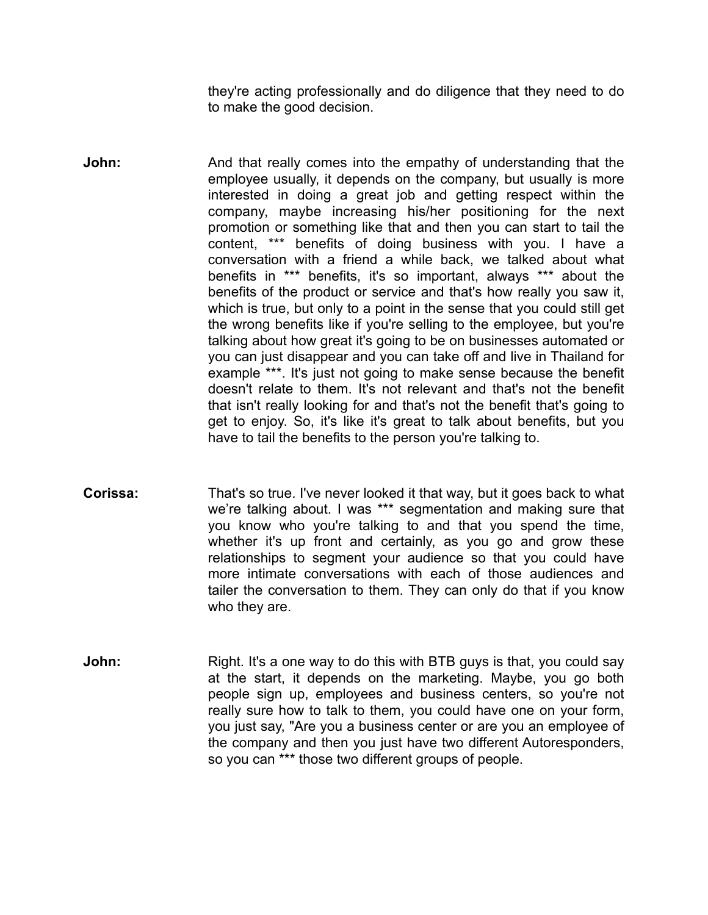they're acting professionally and do diligence that they need to do to make the good decision.

**John:** And that really comes into the empathy of understanding that the employee usually, it depends on the company, but usually is more interested in doing a great job and getting respect within the company, maybe increasing his/her positioning for the next promotion or something like that and then you can start to tail the content, *** benefits of doing business with you. I have a conversation with a friend a while back, we talked about what benefits in *** benefits, it's so important, always *** about the benefits of the product or service and that's how really you saw it, which is true, but only to a point in the sense that you could still get the wrong benefits like if you're selling to the employee, but you're talking about how great it's going to be on businesses automated or you can just disappear and you can take off and live in Thailand for example ***. It's just not going to make sense because the benefit doesn't relate to them. It's not relevant and that's not the benefit that isn't really looking for and that's not the benefit that's going to get to enjoy. So, it's like it's great to talk about benefits, but you have to tail the benefits to the person you're talking to.

**Corissa:** That's so true. I've never looked it that way, but it goes back to what we're talking about. I was *** segmentation and making sure that you know who you're talking to and that you spend the time, whether it's up front and certainly, as you go and grow these relationships to segment your audience so that you could have more intimate conversations with each of those audiences and tailer the conversation to them. They can only do that if you know who they are.

**John:** Right. It's a one way to do this with BTB guys is that, you could say at the start, it depends on the marketing. Maybe, you go both people sign up, employees and business centers, so you're not really sure how to talk to them, you could have one on your form, you just say, "Are you a business center or are you an employee of the company and then you just have two different Autoresponders, so you can *** those two different groups of people.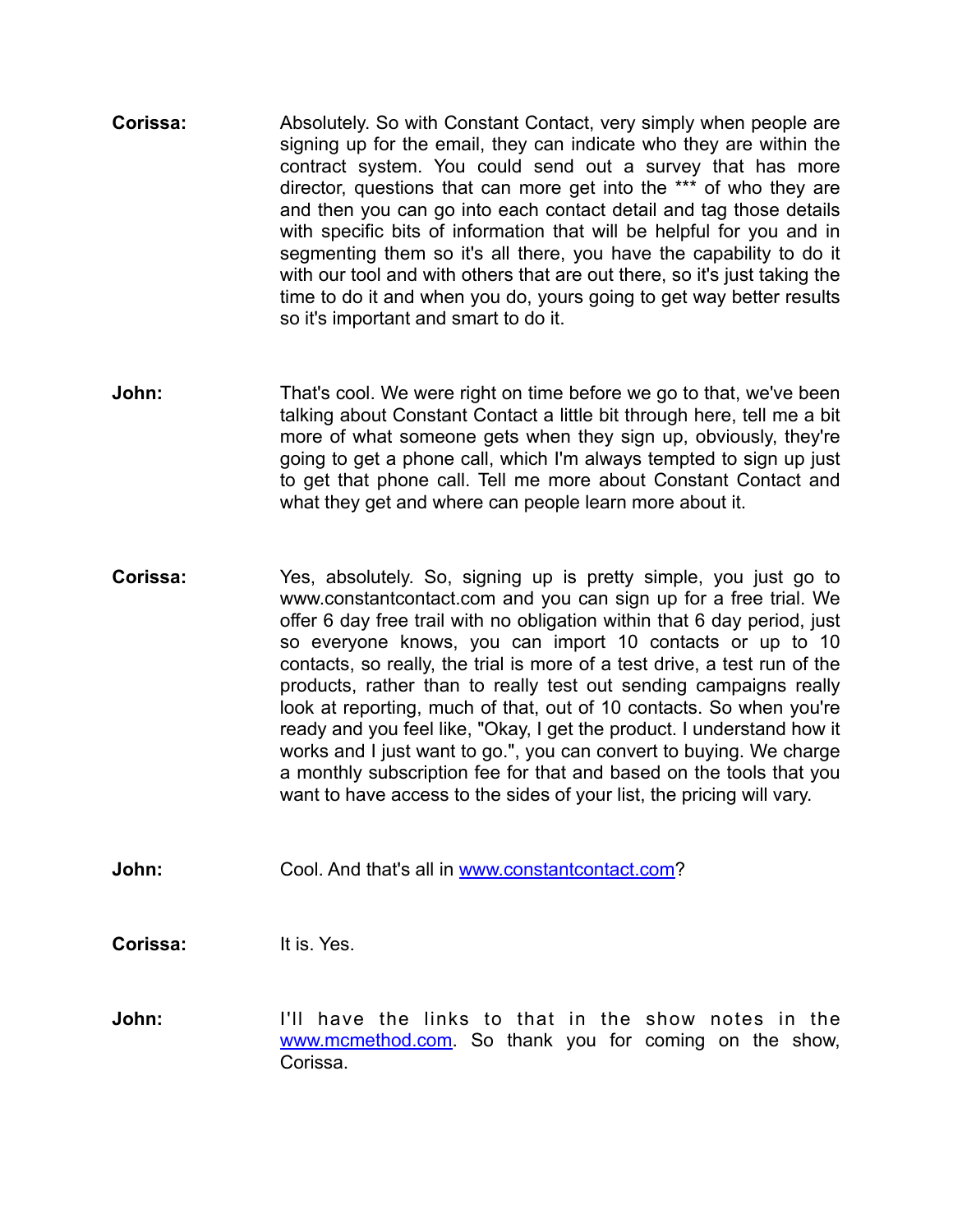**Corissa:** Absolutely. So with Constant Contact, very simply when people are signing up for the email, they can indicate who they are within the contract system. You could send out a survey that has more director, questions that can more get into the *** of who they are and then you can go into each contact detail and tag those details with specific bits of information that will be helpful for you and in segmenting them so it's all there, you have the capability to do it with our tool and with others that are out there, so it's just taking the time to do it and when you do, yours going to get way better results so it's important and smart to do it.

**John:** That's cool. We were right on time before we go to that, we've been talking about Constant Contact a little bit through here, tell me a bit more of what someone gets when they sign up, obviously, they're going to get a phone call, which I'm always tempted to sign up just to get that phone call. Tell me more about Constant Contact and what they get and where can people learn more about it.

**Corissa:** Yes, absolutely. So, signing up is pretty simple, you just go to www.constantcontact.com and you can sign up for a free trial. We offer 6 day free trail with no obligation within that 6 day period, just so everyone knows, you can import 10 contacts or up to 10 contacts, so really, the trial is more of a test drive, a test run of the products, rather than to really test out sending campaigns really look at reporting, much of that, out of 10 contacts. So when you're ready and you feel like, "Okay, I get the product. I understand how it works and I just want to go.", you can convert to buying. We charge a monthly subscription fee for that and based on the tools that you want to have access to the sides of your list, the pricing will vary.

**John:** Cool. And that's all in [www.constantcontact.com](http://www.constantcontact.com)?

**Corissa:** It is. Yes.

**John:** I'll have the links to that in the show notes in the [www.mcmethod.com](http://www.mcmethod.com). So thank you for coming on the show, Corissa.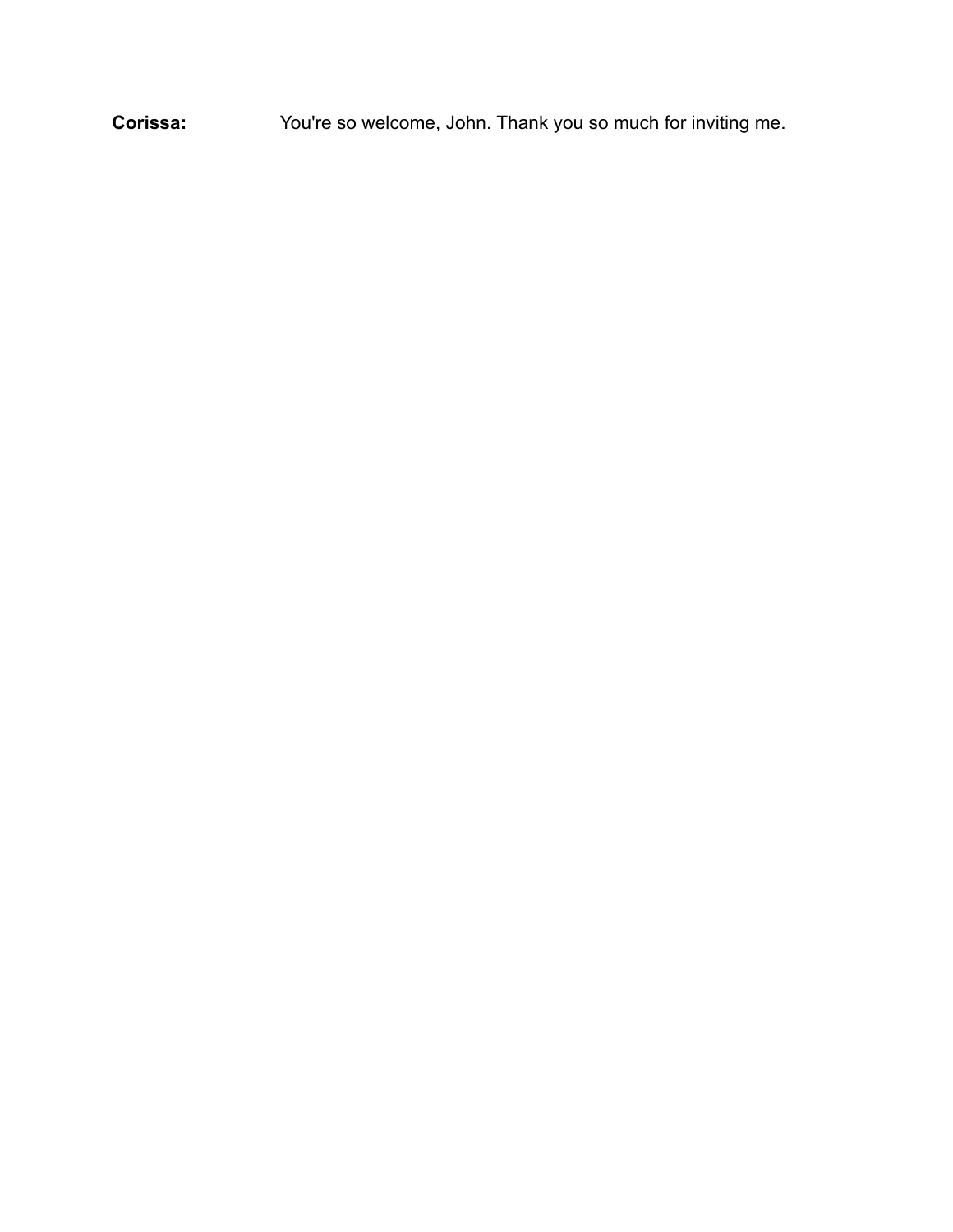**Corissa:** You're so welcome, John. Thank you so much for inviting me.